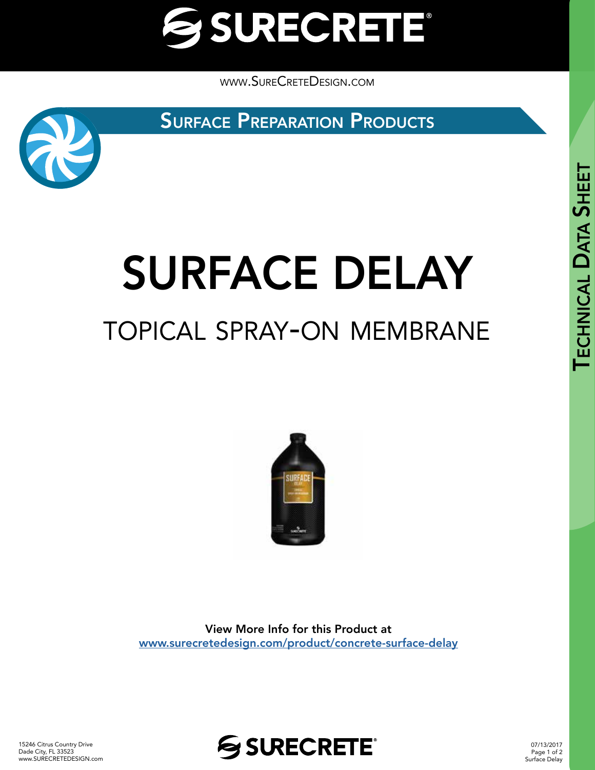# SURECRETE

www.SureCreteDesign.com

## Surface Preparation Products

# SURFACE DELAY

## TOPICAL SPRAY-ON MEMBRANE

View More Info for this Product at
[www.surecretedesign.com/product/concrete-surface-delay](http://www.surecretedesign.com/product/concrete-surface-delay)

Technical Data Sheet

15246 Citrus Country Drive
Dade City, FL 33523
www.SURECRETEDESIGN.com

07/13/2017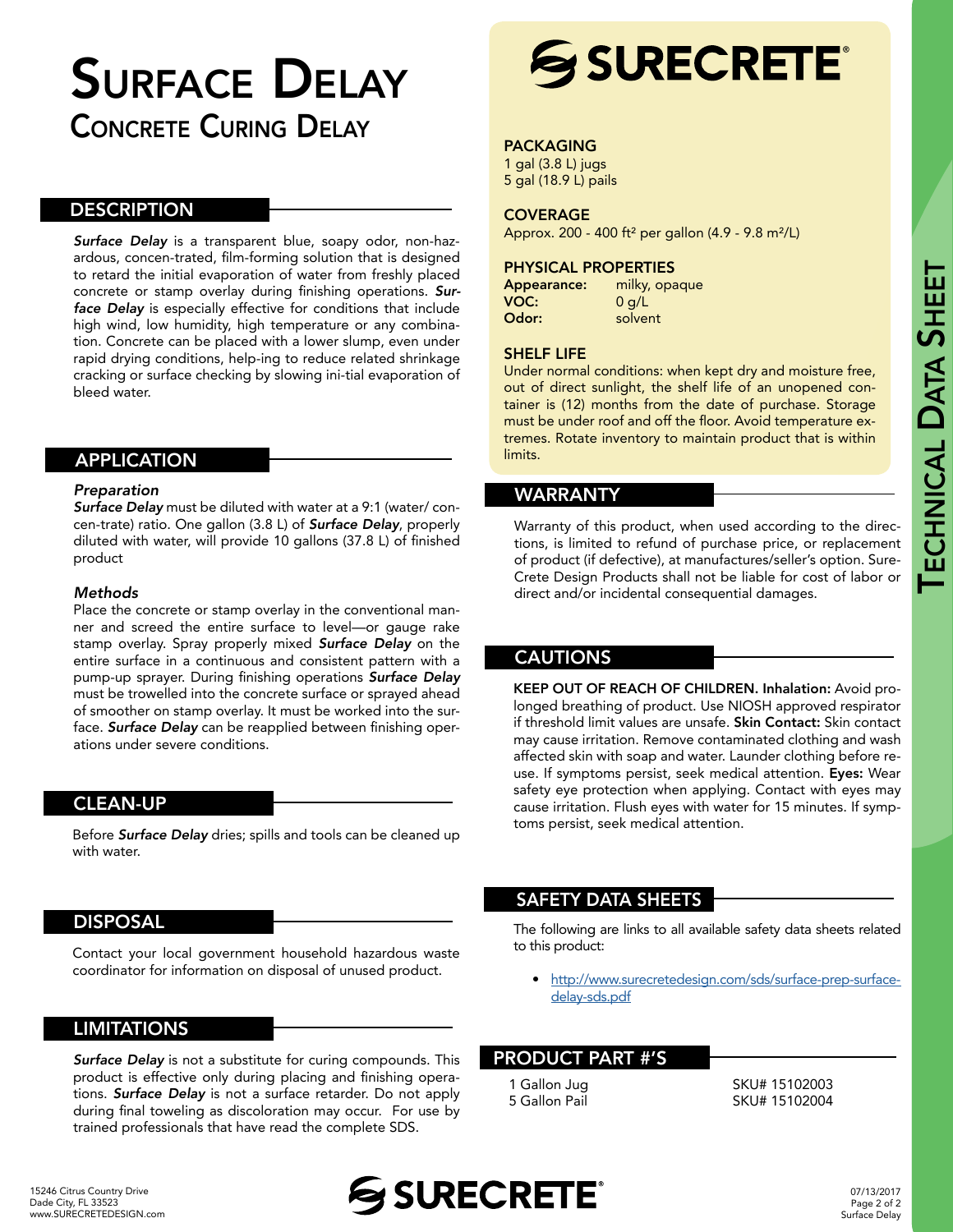# Surface Delay

## Concrete Curing Delay

## DESCRIPTION

***Surface Delay*** is a transparent blue, soapy odor, non-hazardous, concen-trated, film-forming solution that is designed to retard the initial evaporation of water from freshly placed concrete or stamp overlay during finishing operations. ***Surface Delay*** is especially effective for conditions that include high wind, low humidity, high temperature or any combination. Concrete can be placed with a lower slump, even under rapid drying conditions, help-ing to reduce related shrinkage cracking or surface checking by slowing ini-tial evaporation of bleed water.

## APPLICATION

### *Preparation*

***Surface Delay*** must be diluted with water at a 9:1 (water/ concen-trate) ratio. One gallon (3.8 L) of ***Surface Delay***, properly diluted with water, will provide 10 gallons (37.8 L) of finished product

### *Methods*

Place the concrete or stamp overlay in the conventional manner and screed the entire surface to level—or gauge rake stamp overlay. Spray properly mixed ***Surface Delay*** on the entire surface in a continuous and consistent pattern with a pump-up sprayer. During finishing operations ***Surface Delay*** must be trowelled into the concrete surface or sprayed ahead of smoother on stamp overlay. It must be worked into the surface. ***Surface Delay*** can be reapplied between finishing operations under severe conditions.

## CLEAN-UP

Before ***Surface Delay*** dries; spills and tools can be cleaned up with water.

## DISPOSAL

Contact your local government household hazardous waste coordinator for information on disposal of unused product.

## LIMITATIONS

***Surface Delay*** is not a substitute for curing compounds. This product is effective only during placing and finishing operations. ***Surface Delay*** is not a surface retarder. Do not apply during final toweling as discoloration may occur. For use by trained professionals that have read the complete SDS.

SURECRETE

## PACKAGING

1 gal (3.8 L) jugs
5 gal (18.9 L) pails

## COVERAGE

Approx. 200 - 400 ft² per gallon (4.9 - 9.8 m²/L)

## PHYSICAL PROPERTIES

| | |
|---|---|
| **Appearance:** | milky, opaque |
| **VOC:** | 0 g/L |
| **Odor:** | solvent |

## SHELF LIFE

Under normal conditions: when kept dry and moisture free, out of direct sunlight, the shelf life of an unopened container is (12) months from the date of purchase. Storage must be under roof and off the floor. Avoid temperature extremes. Rotate inventory to maintain product that is within limits.

## WARRANTY

Warranty of this product, when used according to the directions, is limited to refund of purchase price, or replacement of product (if defective), at manufactures/seller's option. Sure-Crete Design Products shall not be liable for cost of labor or direct and/or incidental consequential damages.

## CAUTIONS

**KEEP OUT OF REACH OF CHILDREN. Inhalation:** Avoid prolonged breathing of product. Use NIOSH approved respirator if threshold limit values are unsafe. **Skin Contact:** Skin contact may cause irritation. Remove contaminated clothing and wash affected skin with soap and water. Launder clothing before re-use. If symptoms persist, seek medical attention. **Eyes:** Wear safety eye protection when applying. Contact with eyes may cause irritation. Flush eyes with water for 15 minutes. If symptoms persist, seek medical attention.

## SAFETY DATA SHEETS

The following are links to all available safety data sheets related to this product:

- http://www.surecretedesign.com/sds/surface-prep-surface-delay-sds.pdf

## PRODUCT PART #'S

| | |
|---|---|
| 1 Gallon Jug | SKU# 15102003 |
| 5 Gallon Pail | SKU# 15102004 |

15246 Citrus Country Drive
Dade City, FL 33523
www.SURECRETEDESIGN.com

07/13/2017